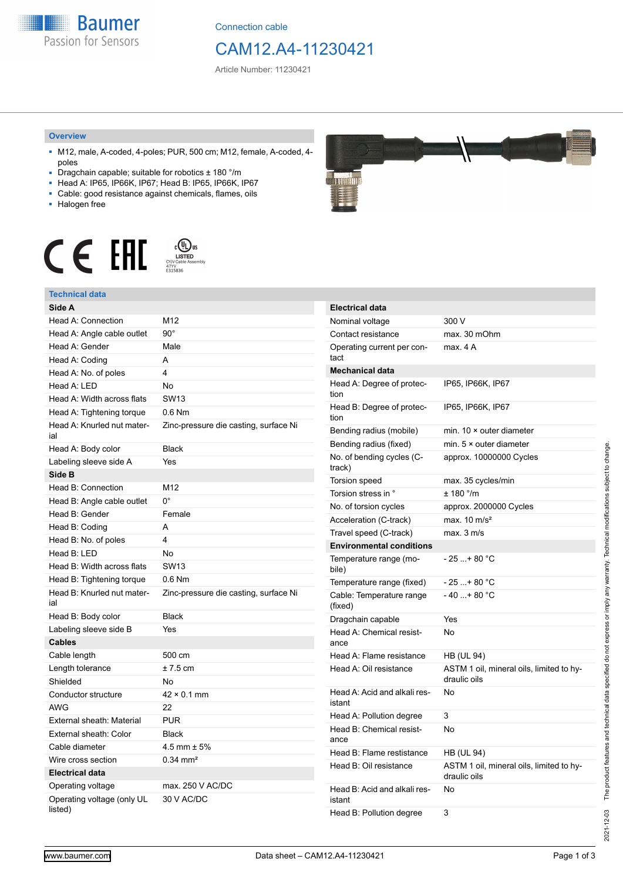Connection cable

# CAM12.A4-11230421

Article Number: 11230421

## Overview

- M12, male, A-coded, 4-poles; PUR, 500 cm; M12, female, A-coded, 4-poles
- Dragchain capable; suitable for robotics ± 180 °/m
- Head A: IP65, IP66K, IP67; Head B: IP65, IP66K, IP67
- Cable: good resistance against chemicals, flames, oils
- Halogen free

## Technical data

| **Side A** | |
|---|---|
| Head A: Connection | M12 |
| Head A: Angle cable outlet | 90° |
| Head A: Gender | Male |
| Head A: Coding | A |
| Head A: No. of poles | 4 |
| Head A: LED | No |
| Head A: Width across flats | SW13 |
| Head A: Tightening torque | 0.6 Nm |
| Head A: Knurled nut material | Zinc-pressure die casting, surface Ni |
| Head A: Body color | Black |
| Labeling sleeve side A | Yes |
| **Side B** | |
| Head B: Connection | M12 |
| Head B: Angle cable outlet | 0° |
| Head B: Gender | Female |
| Head B: Coding | A |
| Head B: No. of poles | 4 |
| Head B: LED | No |
| Head B: Width across flats | SW13 |
| Head B: Tightening torque | 0.6 Nm |
| Head B: Knurled nut material | Zinc-pressure die casting, surface Ni |
| Head B: Body color | Black |
| Labeling sleeve side B | Yes |
| **Cables** | |
| Cable length | 500 cm |
| Length tolerance | ± 7.5 cm |
| Shielded | No |
| Conductor structure | 42 × 0.1 mm |
| AWG | 22 |
| External sheath: Material | PUR |
| External sheath: Color | Black |
| Cable diameter | 4.5 mm ± 5% |
| Wire cross section | 0.34 mm² |
| **Electrical data** | |
| Operating voltage | max. 250 V AC/DC |
| Operating voltage (only UL listed) | 30 V AC/DC |

| **Electrical data** | |
|---|---|
| Nominal voltage | 300 V |
| Contact resistance | max. 30 mOhm |
| Operating current per contact | max. 4 A |
| **Mechanical data** | |
| Head A: Degree of protection | IP65, IP66K, IP67 |
| Head B: Degree of protection | IP65, IP66K, IP67 |
| Bending radius (mobile) | min. 10 × outer diameter |
| Bending radius (fixed) | min. 5 × outer diameter |
| No. of bending cycles (C-track) | approx. 10000000 Cycles |
| Torsion speed | max. 35 cycles/min |
| Torsion stress in ° | ± 180 °/m |
| No. of torsion cycles | approx. 2000000 Cycles |
| Acceleration (C-track) | max. 10 m/s² |
| Travel speed (C-track) | max. 3 m/s |
| **Environmental conditions** | |
| Temperature range (mobile) | - 25 ...+ 80 °C |
| Temperature range (fixed) | - 25 ...+ 80 °C |
| Cable: Temperature range (fixed) | - 40 ...+ 80 °C |
| Dragchain capable | Yes |
| Head A: Chemical resistance | No |
| Head A: Flame resistance | HB (UL 94) |
| Head A: Oil resistance | ASTM 1 oil, mineral oils, limited to hydraulic oils |
| Head A: Acid and alkali resistant | No |
| Head A: Pollution degree | 3 |
| Head B: Chemical resistance | No |
| Head B: Flame resistance | HB (UL 94) |
| Head B: Oil resistance | ASTM 1 oil, mineral oils, limited to hydraulic oils |
| Head B: Acid and alkali resistant | No |
| Head B: Pollution degree | 3 |

The product features and technical data specified do not express or imply any warranty. Technical modifications subject to change. 2021-12-03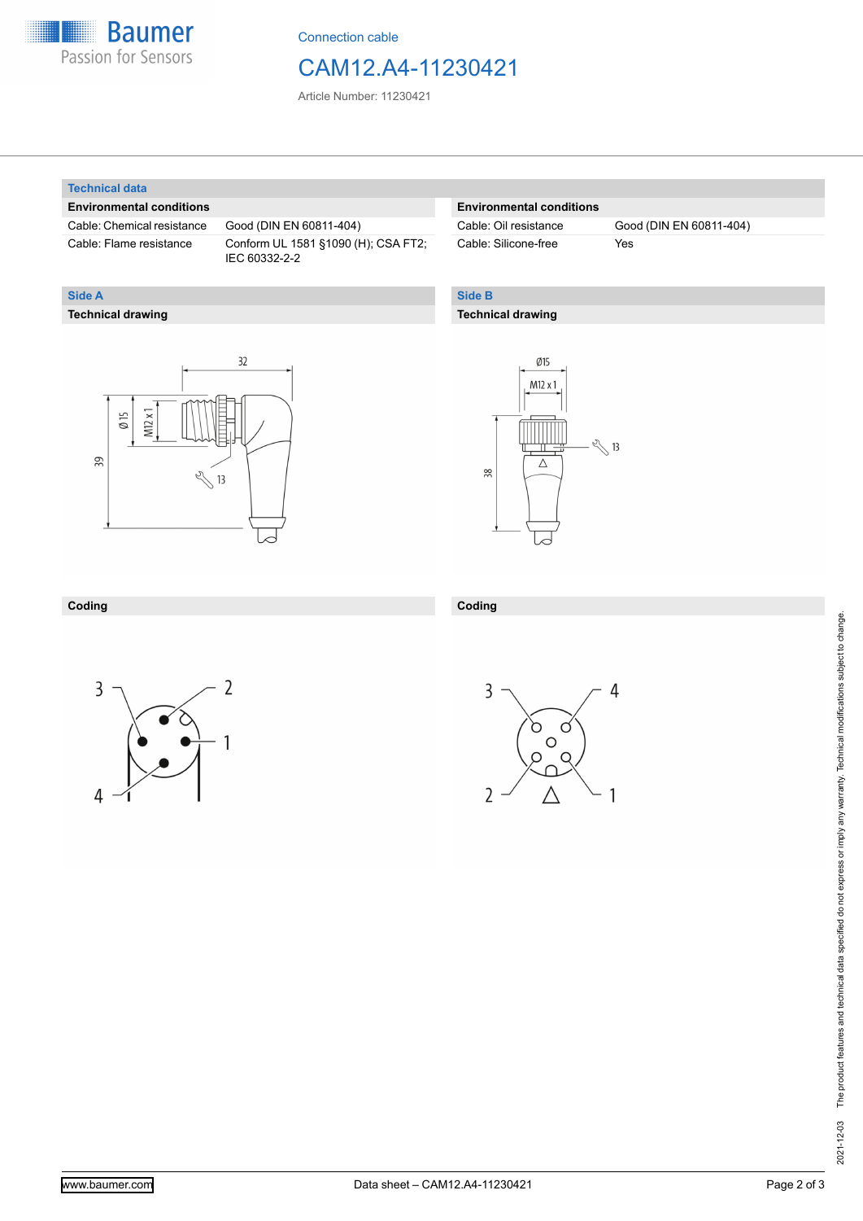Connection cable

# CAM12.A4-11230421

Article Number: 11230421

## Technical data

### Environmental conditions

| | |
|---|---|
| Cable: Chemical resistance | Good (DIN EN 60811-404) |
| Cable: Flame resistance | Conform UL 1581 §1090 (H); CSA FT2; IEC 60332-2-2 |

### Environmental conditions

| | |
|---|---|
| Cable: Oil resistance | Good (DIN EN 60811-404) |
| Cable: Silicone-free | Yes |

## Side A

### Technical drawing

32

Ø 15

M12 x 1

39

13

### Coding

3 2 1 4

## Side B

### Technical drawing

Ø15

M12 x 1

38

13

### Coding

3 4 2 1

The product features and technical data specified do not express or imply any warranty. Technical modifications subject to change.

2021-12-03

www.baumer.com

Data sheet – CAM12.A4-11230421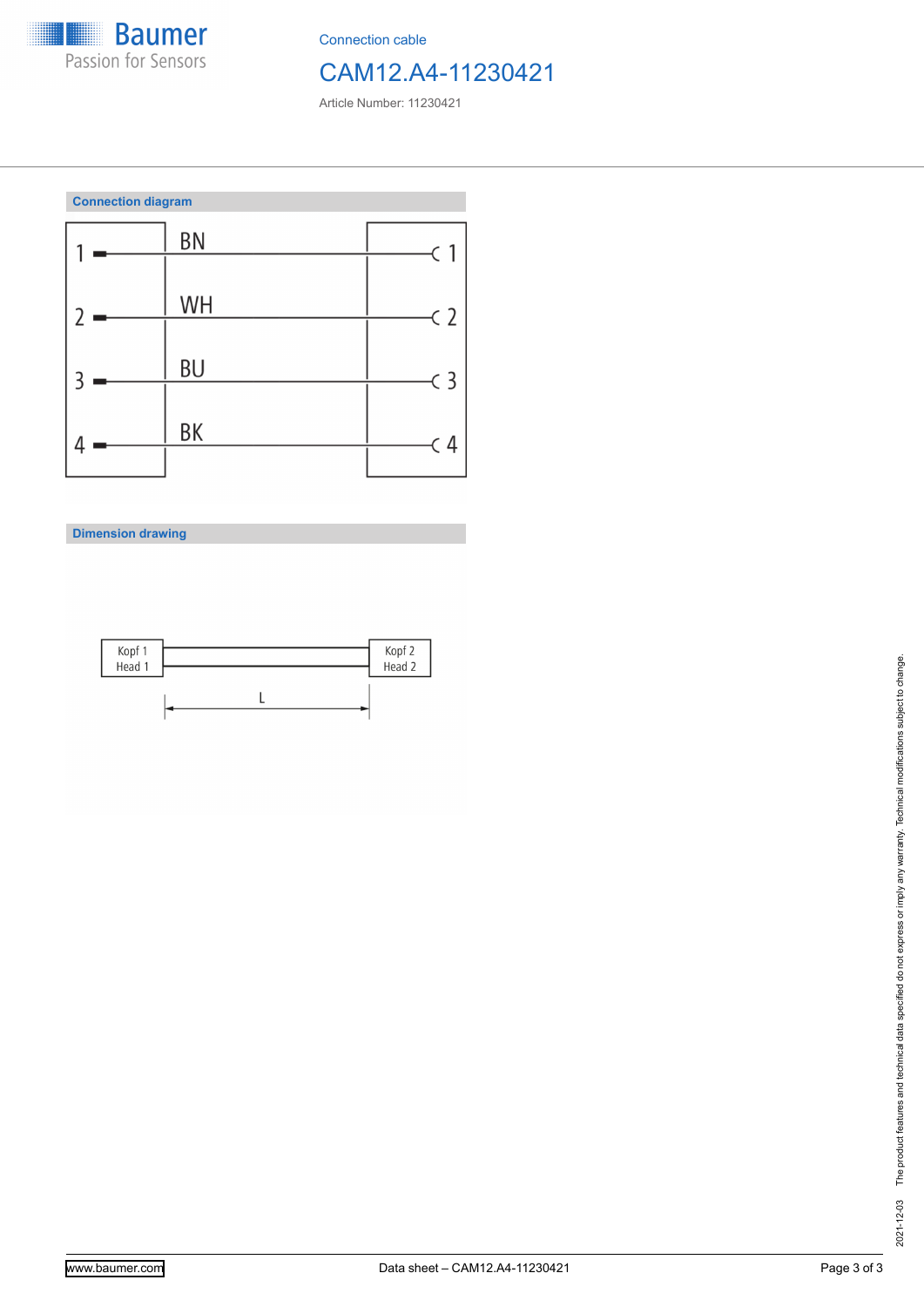Connection cable

# CAM12.A4-11230421

Article Number: 11230421

## Connection diagram

1 BN 1
2 WH 2
3 BU 3
4 BK 4

## Dimension drawing

Kopf 1
Head 1

Kopf 2
Head 2

L

2021-12-03 The product features and technical data specified do not express or imply any warranty. Technical modifications subject to change.